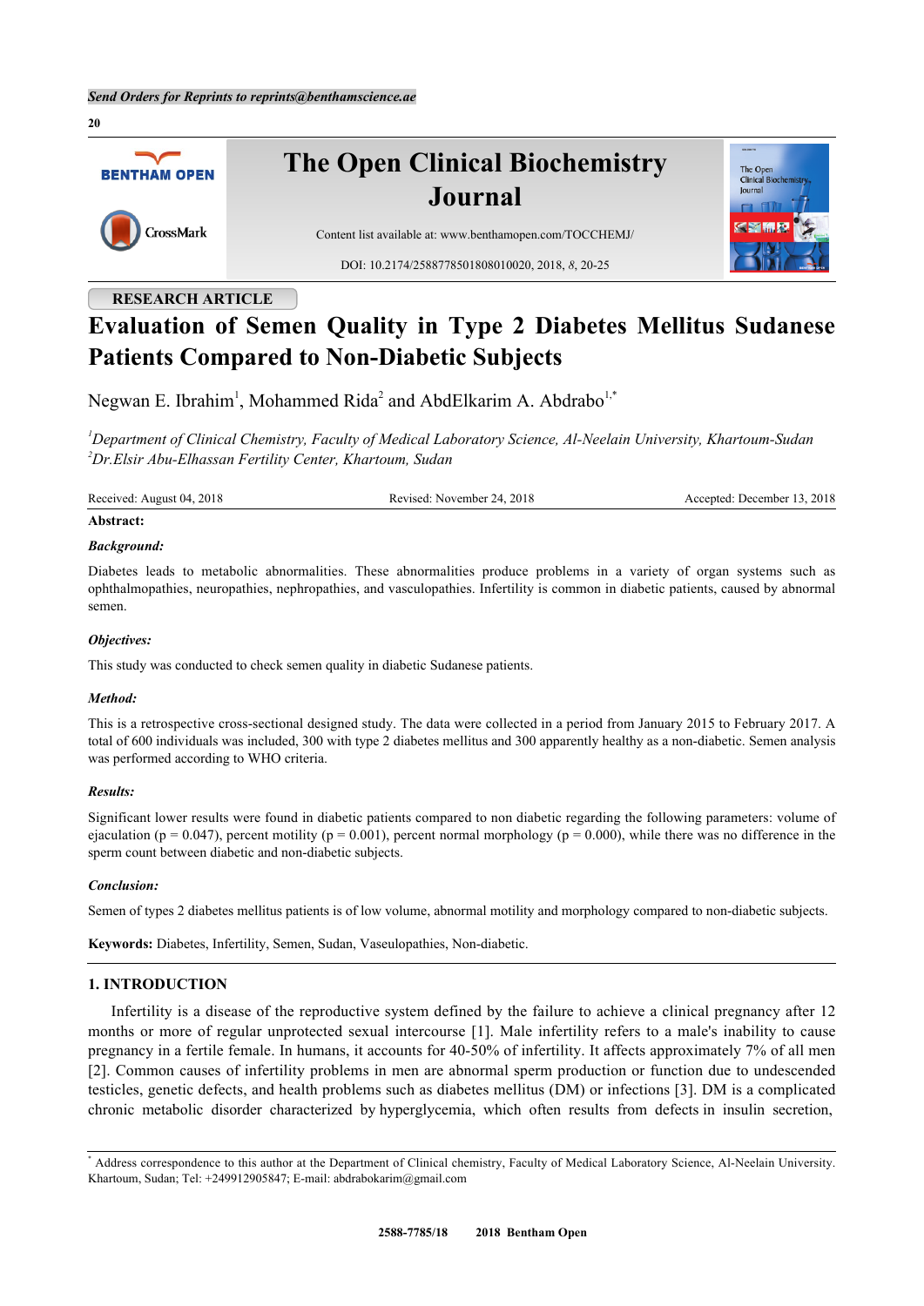*Send Orders for Reprints to reprints@benthamscience.ae*

# The Open Clinical Biochemistry Journal

Content list available at: www.benthamopen.com/TOCCHEMJ/

DOI: 10.2174/2588778501808010020, 2018, *8*, 20-25

**RESEARCH ARTICLE**

# Evaluation of Semen Quality in Type 2 Diabetes Mellitus Sudanese Patients Compared to Non-Diabetic Subjects

Negwan E. Ibrahim[1], Mohammed Rida[2] and AbdElkarim A. Abdrabo[1,*]

[1]*Department of Clinical Chemistry, Faculty of Medical Laboratory Science, Al-Neelain University, Khartoum-Sudan*
[2]*Dr.Elsir Abu-Elhassan Fertility Center, Khartoum, Sudan*

Received: August 04, 2018 Revised: November 24, 2018 Accepted: December 13, 2018

**Abstract:**

***Background:***

Diabetes leads to metabolic abnormalities. These abnormalities produce problems in a variety of organ systems such as ophthalmopathies, neuropathies, nephropathies, and vasculopathies. Infertility is common in diabetic patients, caused by abnormal semen.

***Objectives:***

This study was conducted to check semen quality in diabetic Sudanese patients.

***Method:***

This is a retrospective cross-sectional designed study. The data were collected in a period from January 2015 to February 2017. A total of 600 individuals was included, 300 with type 2 diabetes mellitus and 300 apparently healthy as a non-diabetic. Semen analysis was performed according to WHO criteria.

***Results:***

Significant lower results were found in diabetic patients compared to non diabetic regarding the following parameters: volume of ejaculation ($p = 0.047$), percent motility ($p = 0.001$), percent normal morphology ($p = 0.000$), while there was no difference in the sperm count between diabetic and non-diabetic subjects.

***Conclusion:***

Semen of types 2 diabetes mellitus patients is of low volume, abnormal motility and morphology compared to non-diabetic subjects.

**Keywords:** Diabetes, Infertility, Semen, Sudan, Vaseulopathies, Non-diabetic.

## 1. INTRODUCTION

Infertility is a disease of the reproductive system defined by the failure to achieve a clinical pregnancy after 12 months or more of regular unprotected sexual intercourse [1]. Male infertility refers to a male's inability to cause pregnancy in a fertile female. In humans, it accounts for 40-50% of infertility. It affects approximately 7% of all men [2]. Common causes of infertility problems in men are abnormal sperm production or function due to undescended testicles, genetic defects, and health problems such as diabetes mellitus (DM) or infections [3]. DM is a complicated chronic metabolic disorder characterized by hyperglycemia, which often results from defects in insulin secretion,

[*] Address correspondence to this author at the Department of Clinical chemistry, Faculty of Medical Laboratory Science, Al-Neelain University. Khartoum, Sudan; Tel: +249912905847; E-mail: abdrabokarim@gmail.com

2588-7785/18 2018 Bentham Open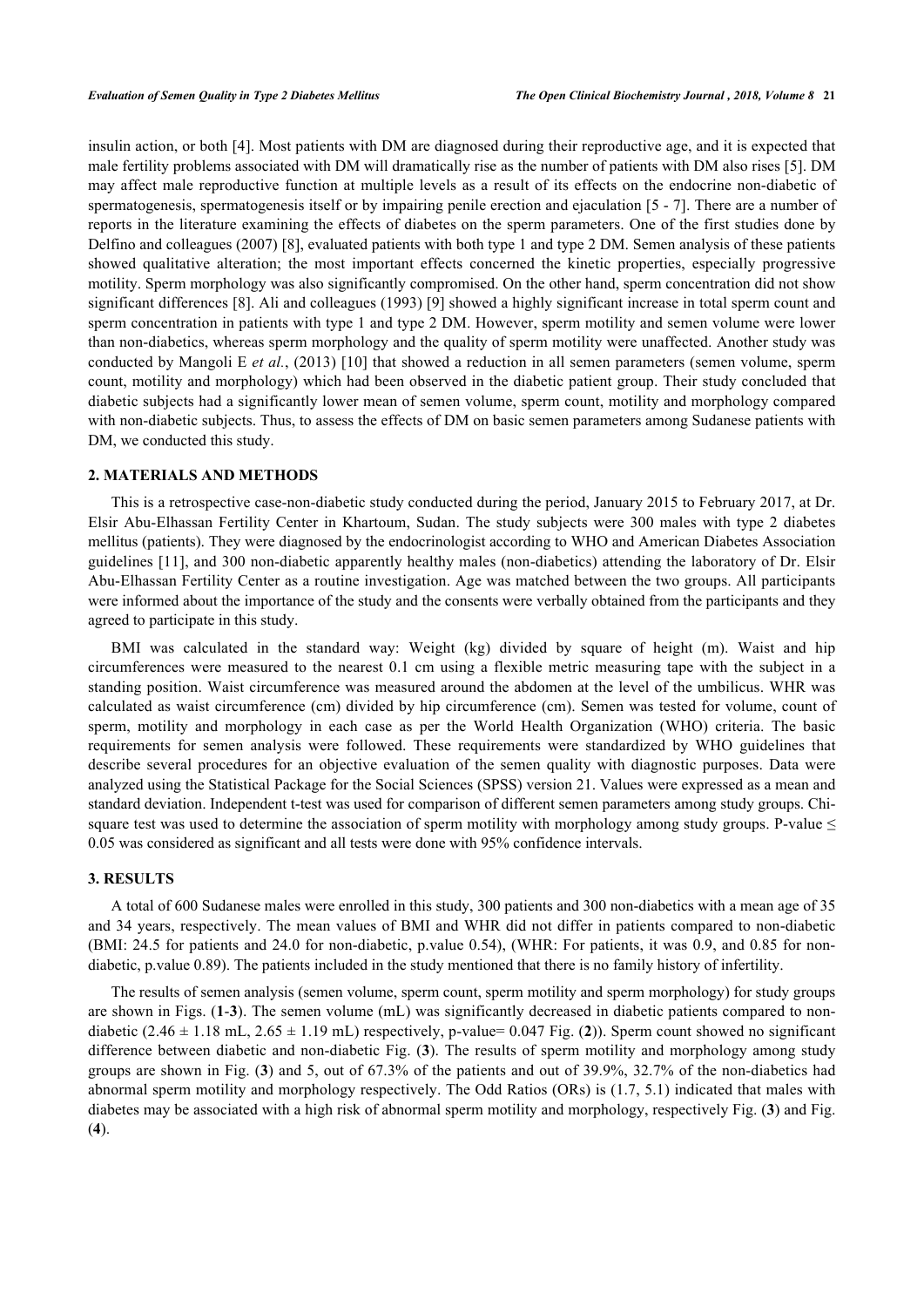insulin action, or both [4]. Most patients with DM are diagnosed during their reproductive age, and it is expected that male fertility problems associated with DM will dramatically rise as the number of patients with DM also rises [5]. DM may affect male reproductive function at multiple levels as a result of its effects on the endocrine non-diabetic of spermatogenesis, spermatogenesis itself or by impairing penile erection and ejaculation [5 - 7]. There are a number of reports in the literature examining the effects of diabetes on the sperm parameters. One of the first studies done by Delfino and colleagues (2007) [8], evaluated patients with both type 1 and type 2 DM. Semen analysis of these patients showed qualitative alteration; the most important effects concerned the kinetic properties, especially progressive motility. Sperm morphology was also significantly compromised. On the other hand, sperm concentration did not show significant differences [8]. Ali and colleagues (1993) [9] showed a highly significant increase in total sperm count and sperm concentration in patients with type 1 and type 2 DM. However, sperm motility and semen volume were lower than non-diabetics, whereas sperm morphology and the quality of sperm motility were unaffected. Another study was conducted by Mangoli E *et al.*, (2013) [10] that showed a reduction in all semen parameters (semen volume, sperm count, motility and morphology) which had been observed in the diabetic patient group. Their study concluded that diabetic subjects had a significantly lower mean of semen volume, sperm count, motility and morphology compared with non-diabetic subjects. Thus, to assess the effects of DM on basic semen parameters among Sudanese patients with DM, we conducted this study.

## 2. MATERIALS AND METHODS

This is a retrospective case-non-diabetic study conducted during the period, January 2015 to February 2017, at Dr. Elsir Abu-Elhassan Fertility Center in Khartoum, Sudan. The study subjects were 300 males with type 2 diabetes mellitus (patients). They were diagnosed by the endocrinologist according to WHO and American Diabetes Association guidelines [11], and 300 non-diabetic apparently healthy males (non-diabetics) attending the laboratory of Dr. Elsir Abu-Elhassan Fertility Center as a routine investigation. Age was matched between the two groups. All participants were informed about the importance of the study and the consents were verbally obtained from the participants and they agreed to participate in this study.

BMI was calculated in the standard way: Weight (kg) divided by square of height (m). Waist and hip circumferences were measured to the nearest 0.1 cm using a flexible metric measuring tape with the subject in a standing position. Waist circumference was measured around the abdomen at the level of the umbilicus. WHR was calculated as waist circumference (cm) divided by hip circumference (cm). Semen was tested for volume, count of sperm, motility and morphology in each case as per the World Health Organization (WHO) criteria. The basic requirements for semen analysis were followed. These requirements were standardized by WHO guidelines that describe several procedures for an objective evaluation of the semen quality with diagnostic purposes. Data were analyzed using the Statistical Package for the Social Sciences (SPSS) version 21. Values were expressed as a mean and standard deviation. Independent t-test was used for comparison of different semen parameters among study groups. Chi-square test was used to determine the association of sperm motility with morphology among study groups. P-value $\leq$ 0.05 was considered as significant and all tests were done with 95% confidence intervals.

## 3. RESULTS

A total of 600 Sudanese males were enrolled in this study, 300 patients and 300 non-diabetics with a mean age of 35 and 34 years, respectively. The mean values of BMI and WHR did not differ in patients compared to non-diabetic (BMI: 24.5 for patients and 24.0 for non-diabetic, p.value 0.54), (WHR: For patients, it was 0.9, and 0.85 for non-diabetic, p.value 0.89). The patients included in the study mentioned that there is no family history of infertility.

The results of semen analysis (semen volume, sperm count, sperm motility and sperm morphology) for study groups are shown in Figs. (**1**-**3**). The semen volume (mL) was significantly decreased in diabetic patients compared to non-diabetic ($2.46 \pm 1.18$ mL, $2.65 \pm 1.19$ mL) respectively, p-value= 0.047 Fig. (**2**)). Sperm count showed no significant difference between diabetic and non-diabetic Fig. (**3**). The results of sperm motility and morphology among study groups are shown in Fig. (**3**) and 5, out of 67.3% of the patients and out of 39.9%, 32.7% of the non-diabetics had abnormal sperm motility and morphology respectively. The Odd Ratios (ORs) is (1.7, 5.1) indicated that males with diabetes may be associated with a high risk of abnormal sperm motility and morphology, respectively Fig. (**3**) and Fig. (**4**).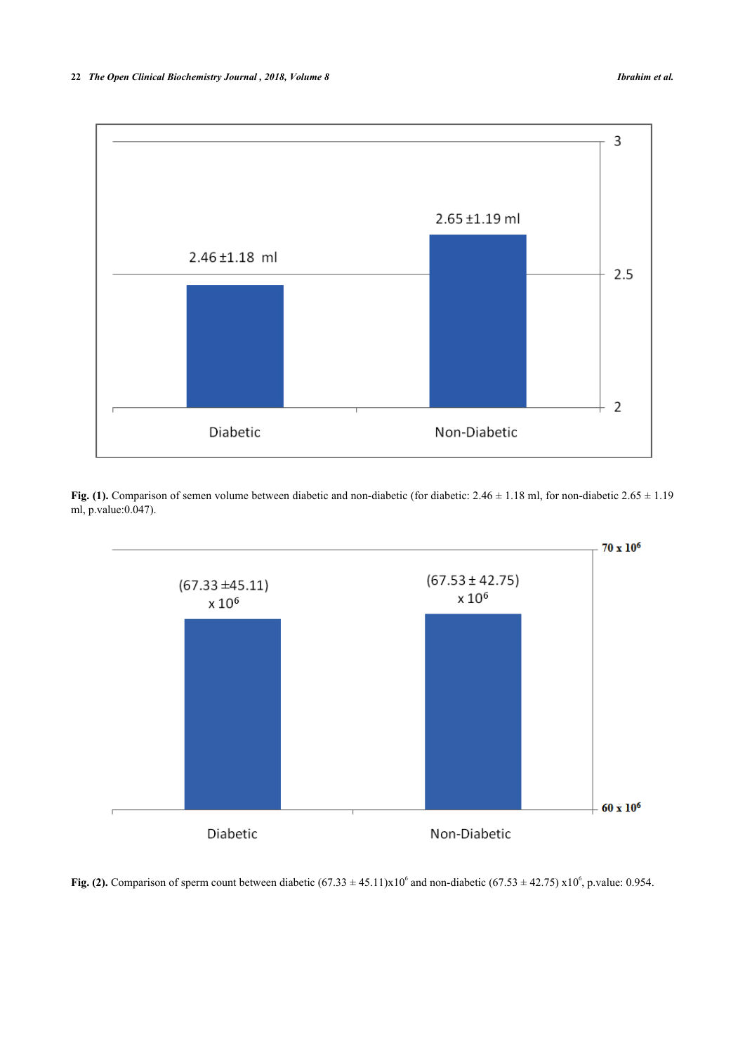**Fig. (1).** Comparison of semen volume between diabetic and non-diabetic (for diabetic: 2.46 ± 1.18 ml, for non-diabetic 2.65 ± 1.19 ml, p.value:0.047).

**Fig. (2).** Comparison of sperm count between diabetic $(67.33 \pm 45.11) \times 10^6$ and non-diabetic $(67.53 \pm 42.75) \times 10^6$, p.value: 0.954.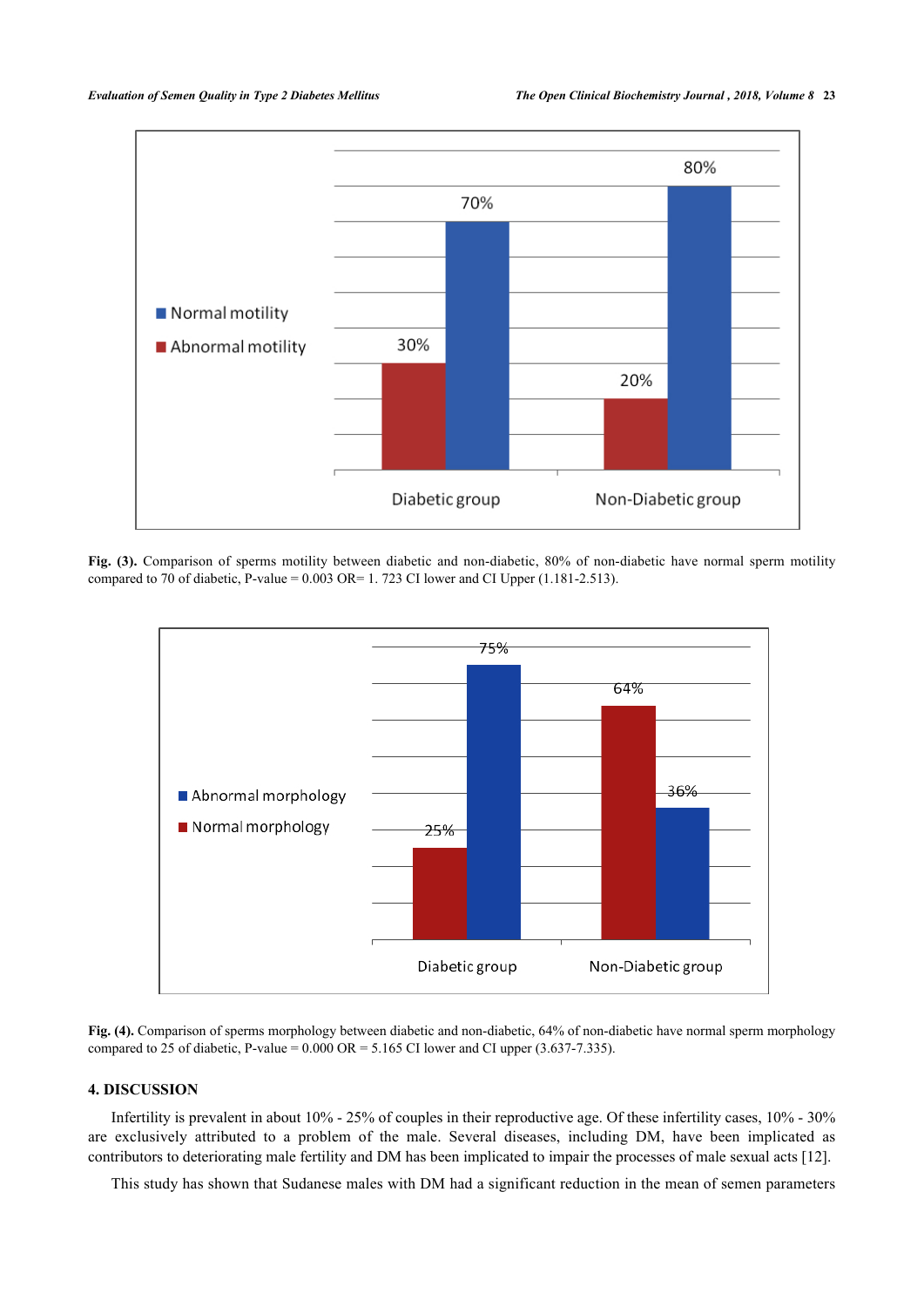**Fig. (3).** Comparison of sperms motility between diabetic and non-diabetic, 80% of non-diabetic have normal sperm motility compared to 70 of diabetic, P-value = 0.003 OR= 1. 723 CI lower and CI Upper (1.181-2.513).

**Fig. (4).** Comparison of sperms morphology between diabetic and non-diabetic, 64% of non-diabetic have normal sperm morphology compared to 25 of diabetic, P-value = 0.000 OR = 5.165 CI lower and CI upper (3.637-7.335).

## 4. DISCUSSION

Infertility is prevalent in about 10% - 25% of couples in their reproductive age. Of these infertility cases, 10% - 30% are exclusively attributed to a problem of the male. Several diseases, including DM, have been implicated as contributors to deteriorating male fertility and DM has been implicated to impair the processes of male sexual acts [12].

This study has shown that Sudanese males with DM had a significant reduction in the mean of semen parameters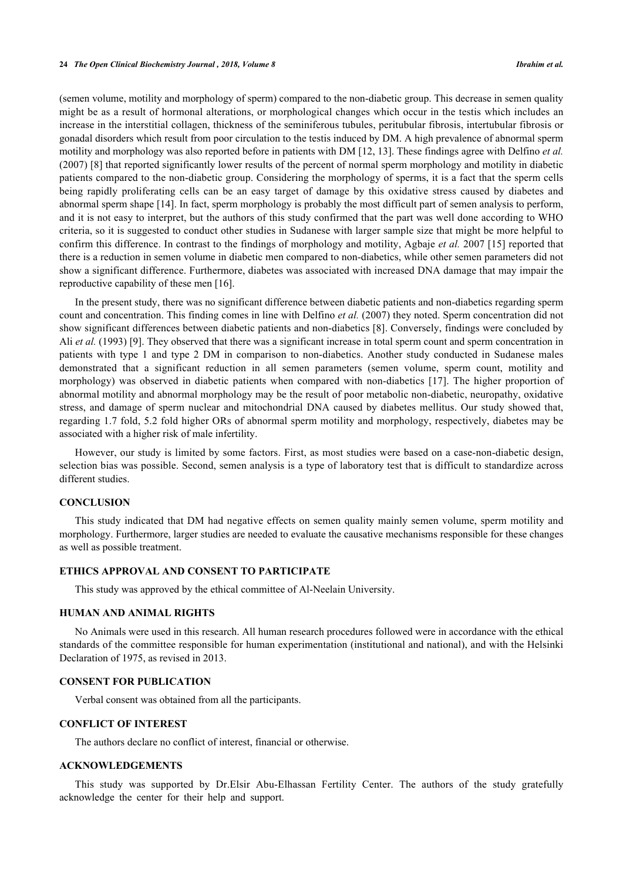(semen volume, motility and morphology of sperm) compared to the non-diabetic group. This decrease in semen quality might be as a result of hormonal alterations, or morphological changes which occur in the testis which includes an increase in the interstitial collagen, thickness of the seminiferous tubules, peritubular fibrosis, intertubular fibrosis or gonadal disorders which result from poor circulation to the testis induced by DM. A high prevalence of abnormal sperm motility and morphology was also reported before in patients with DM [12, 13]. These findings agree with Delfino *et al.* (2007) [8] that reported significantly lower results of the percent of normal sperm morphology and motility in diabetic patients compared to the non-diabetic group. Considering the morphology of sperms, it is a fact that the sperm cells being rapidly proliferating cells can be an easy target of damage by this oxidative stress caused by diabetes and abnormal sperm shape [14]. In fact, sperm morphology is probably the most difficult part of semen analysis to perform, and it is not easy to interpret, but the authors of this study confirmed that the part was well done according to WHO criteria, so it is suggested to conduct other studies in Sudanese with larger sample size that might be more helpful to confirm this difference. In contrast to the findings of morphology and motility, Agbaje *et al.* 2007 [15] reported that there is a reduction in semen volume in diabetic men compared to non-diabetics, while other semen parameters did not show a significant difference. Furthermore, diabetes was associated with increased DNA damage that may impair the reproductive capability of these men [16].

In the present study, there was no significant difference between diabetic patients and non-diabetics regarding sperm count and concentration. This finding comes in line with Delfino *et al.* (2007) they noted. Sperm concentration did not show significant differences between diabetic patients and non-diabetics [8]. Conversely, findings were concluded by Ali *et al.* (1993) [9]. They observed that there was a significant increase in total sperm count and sperm concentration in patients with type 1 and type 2 DM in comparison to non-diabetics. Another study conducted in Sudanese males demonstrated that a significant reduction in all semen parameters (semen volume, sperm count, motility and morphology) was observed in diabetic patients when compared with non-diabetics [17]. The higher proportion of abnormal motility and abnormal morphology may be the result of poor metabolic non-diabetic, neuropathy, oxidative stress, and damage of sperm nuclear and mitochondrial DNA caused by diabetes mellitus. Our study showed that, regarding 1.7 fold, 5.2 fold higher ORs of abnormal sperm motility and morphology, respectively, diabetes may be associated with a higher risk of male infertility.

However, our study is limited by some factors. First, as most studies were based on a case-non-diabetic design, selection bias was possible. Second, semen analysis is a type of laboratory test that is difficult to standardize across different studies.

## CONCLUSION

This study indicated that DM had negative effects on semen quality mainly semen volume, sperm motility and morphology. Furthermore, larger studies are needed to evaluate the causative mechanisms responsible for these changes as well as possible treatment.

## ETHICS APPROVAL AND CONSENT TO PARTICIPATE

This study was approved by the ethical committee of Al-Neelain University.

## HUMAN AND ANIMAL RIGHTS

No Animals were used in this research. All human research procedures followed were in accordance with the ethical standards of the committee responsible for human experimentation (institutional and national), and with the Helsinki Declaration of 1975, as revised in 2013.

## CONSENT FOR PUBLICATION

Verbal consent was obtained from all the participants.

## CONFLICT OF INTEREST

The authors declare no conflict of interest, financial or otherwise.

## ACKNOWLEDGEMENTS

This study was supported by Dr.Elsir Abu-Elhassan Fertility Center. The authors of the study gratefully acknowledge the center for their help and support.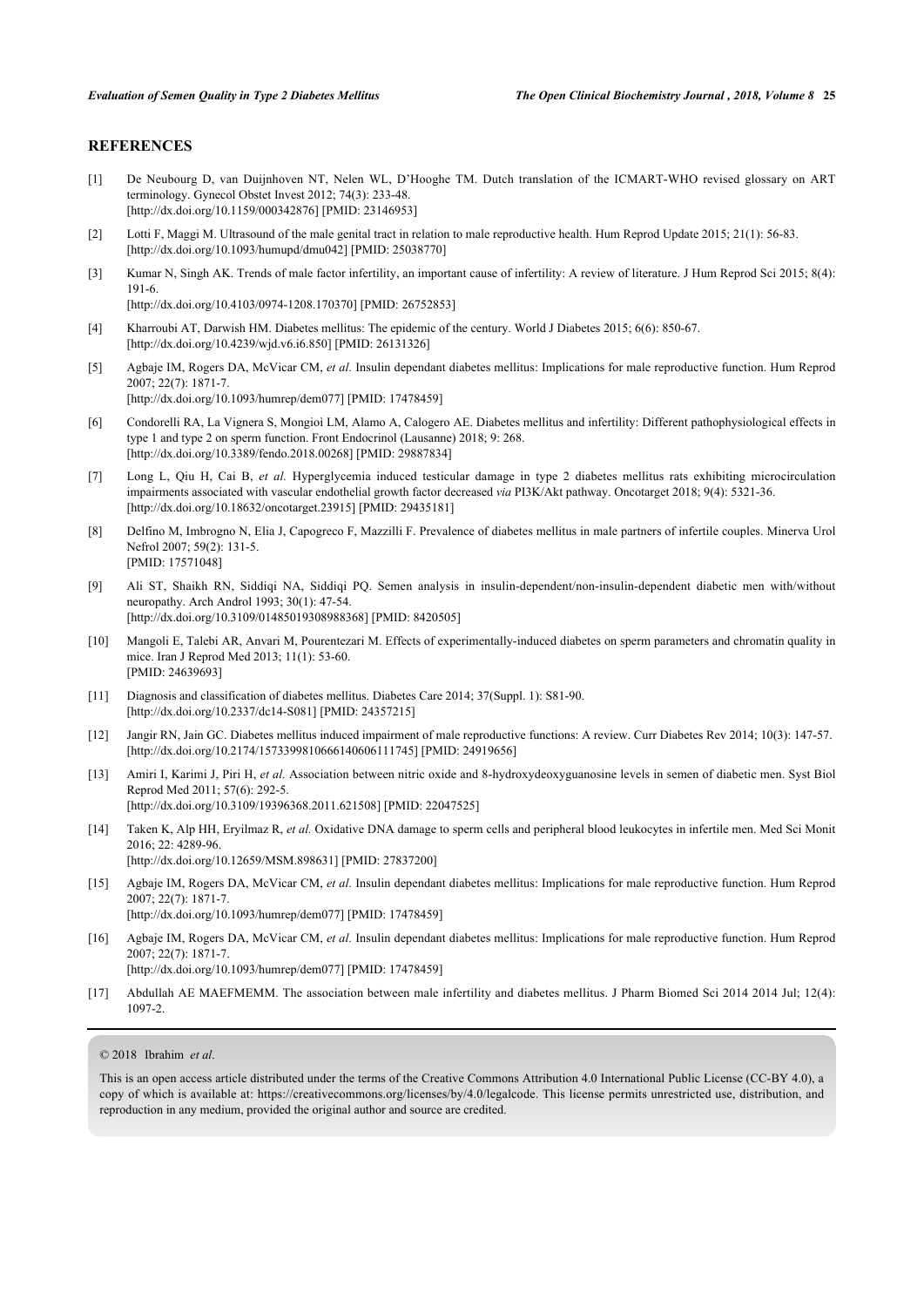## REFERENCES

[1] De Neubourg D, van Duijnhoven NT, Nelen WL, D'Hooghe TM. Dutch translation of the ICMART-WHO revised glossary on ART terminology. Gynecol Obstet Invest 2012; 74(3): 233-48.
[http://dx.doi.org/10.1159/000342876] [PMID: 23146953]

[2] Lotti F, Maggi M. Ultrasound of the male genital tract in relation to male reproductive health. Hum Reprod Update 2015; 21(1): 56-83.
[http://dx.doi.org/10.1093/humupd/dmu042] [PMID: 25038770]

[3] Kumar N, Singh AK. Trends of male factor infertility, an important cause of infertility: A review of literature. J Hum Reprod Sci 2015; 8(4): 191-6.
[http://dx.doi.org/10.4103/0974-1208.170370] [PMID: 26752853]

[4] Kharroubi AT, Darwish HM. Diabetes mellitus: The epidemic of the century. World J Diabetes 2015; 6(6): 850-67.
[http://dx.doi.org/10.4239/wjd.v6.i6.850] [PMID: 26131326]

[5] Agbaje IM, Rogers DA, McVicar CM, *et al.* Insulin dependant diabetes mellitus: Implications for male reproductive function. Hum Reprod 2007; 22(7): 1871-7.
[http://dx.doi.org/10.1093/humrep/dem077] [PMID: 17478459]

[6] Condorelli RA, La Vignera S, Mongioì LM, Alamo A, Calogero AE. Diabetes mellitus and infertility: Different pathophysiological effects in type 1 and type 2 on sperm function. Front Endocrinol (Lausanne) 2018; 9: 268.
[http://dx.doi.org/10.3389/fendo.2018.00268] [PMID: 29887834]

[7] Long L, Qiu H, Cai B, *et al.* Hyperglycemia induced testicular damage in type 2 diabetes mellitus rats exhibiting microcirculation impairments associated with vascular endothelial growth factor decreased *via* PI3K/Akt pathway. Oncotarget 2018; 9(4): 5321-36.
[http://dx.doi.org/10.18632/oncotarget.23915] [PMID: 29435181]

[8] Delfino M, Imbrogno N, Elia J, Capogreco F, Mazzilli F. Prevalence of diabetes mellitus in male partners of infertile couples. Minerva Urol Nefrol 2007; 59(2): 131-5.
[PMID: 17571048]

[9] Ali ST, Shaikh RN, Siddiqi NA, Siddiqi PQ. Semen analysis in insulin-dependent/non-insulin-dependent diabetic men with/without neuropathy. Arch Androl 1993; 30(1): 47-54.
[http://dx.doi.org/10.3109/01485019308988368] [PMID: 8420505]

[10] Mangoli E, Talebi AR, Anvari M, Pourentezari M. Effects of experimentally-induced diabetes on sperm parameters and chromatin quality in mice. Iran J Reprod Med 2013; 11(1): 53-60.
[PMID: 24639693]

[11] Diagnosis and classification of diabetes mellitus. Diabetes Care 2014; 37(Suppl. 1): S81-90.
[http://dx.doi.org/10.2337/dc14-S081] [PMID: 24357215]

[12] Jangir RN, Jain GC. Diabetes mellitus induced impairment of male reproductive functions: A review. Curr Diabetes Rev 2014; 10(3): 147-57.
[http://dx.doi.org/10.2174/1573399810666140606111745] [PMID: 24919656]

[13] Amiri I, Karimi J, Piri H, *et al.* Association between nitric oxide and 8-hydroxydeoxyguanosine levels in semen of diabetic men. Syst Biol Reprod Med 2011; 57(6): 292-5.
[http://dx.doi.org/10.3109/19396368.2011.621508] [PMID: 22047525]

[14] Taken K, Alp HH, Eryilmaz R, *et al.* Oxidative DNA damage to sperm cells and peripheral blood leukocytes in infertile men. Med Sci Monit 2016; 22: 4289-96.
[http://dx.doi.org/10.12659/MSM.898631] [PMID: 27837200]

[15] Agbaje IM, Rogers DA, McVicar CM, *et al.* Insulin dependant diabetes mellitus: Implications for male reproductive function. Hum Reprod 2007; 22(7): 1871-7.
[http://dx.doi.org/10.1093/humrep/dem077] [PMID: 17478459]

[16] Agbaje IM, Rogers DA, McVicar CM, *et al.* Insulin dependant diabetes mellitus: Implications for male reproductive function. Hum Reprod 2007; 22(7): 1871-7.
[http://dx.doi.org/10.1093/humrep/dem077] [PMID: 17478459]

[17] Abdullah AE MAEFMEMM. The association between male infertility and diabetes mellitus. J Pharm Biomed Sci 2014 2014 Jul; 12(4): 1097-2.

© 2018 Ibrahim *et al*.

This is an open access article distributed under the terms of the Creative Commons Attribution 4.0 International Public License (CC-BY 4.0), a copy of which is available at: https://creativecommons.org/licenses/by/4.0/legalcode. This license permits unrestricted use, distribution, and reproduction in any medium, provided the original author and source are credited.